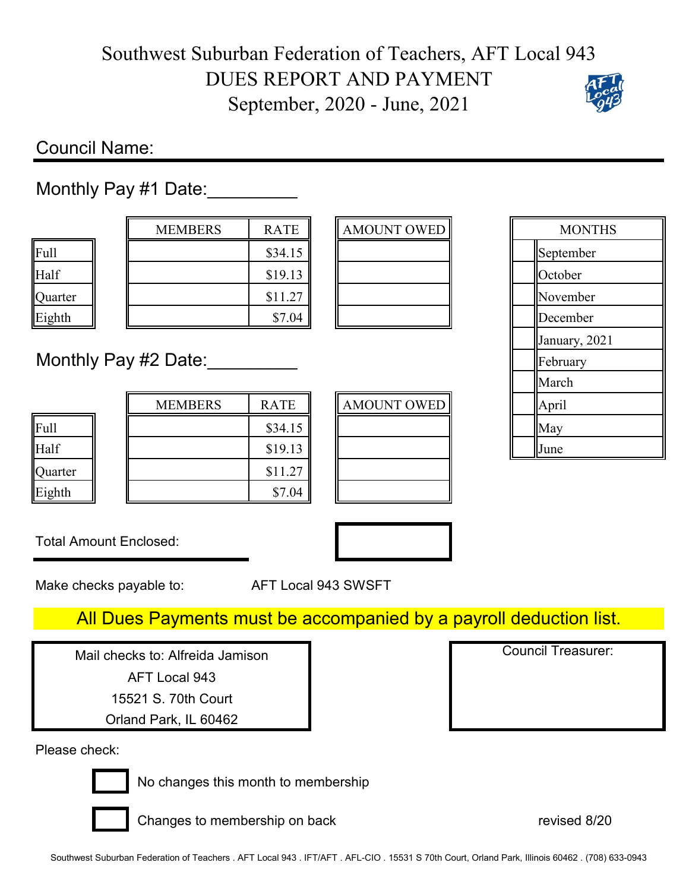# Southwest Suburban Federation of Teachers, AFT Local 943
## DUES REPORT AND PAYMENT
## September, 2020 - June, 2021

Council Name:

Monthly Pay #1 Date:_________

| | MEMBERS | RATE | AMOUNT OWED |
|---|---|---|---|
| Full | | $34.15 | |
| Half | | $19.13 | |
| Quarter | | $11.27 | |
| Eighth | | $7.04 | |

Monthly Pay #2 Date:_________

| | MEMBERS | RATE | AMOUNT OWED |
|---|---|---|---|
| Full | | $34.15 | |
| Half | | $19.13 | |
| Quarter | | $11.27 | |
| Eighth | | $7.04 | |

| | MONTHS |
|---|---|
| | September |
| | October |
| | November |
| | December |
| | January, 2021 |
| | February |
| | March |
| | April |
| | May |
| | June |

Total Amount Enclosed:

Make checks payable to: AFT Local 943 SWSFT

**All Dues Payments must be accompanied by a payroll deduction list.**

Mail checks to: Alfreida Jamison
AFT Local 943
15521 S. 70th Court
Orland Park, IL 60462

Council Treasurer:

Please check:

- [ ] No changes this month to membership
- [ ] Changes to membership on back

revised 8/20

Southwest Suburban Federation of Teachers . AFT Local 943 . IFT/AFT . AFL-CIO . 15531 S 70th Court, Orland Park, Illinois 60462 . (708) 633-0943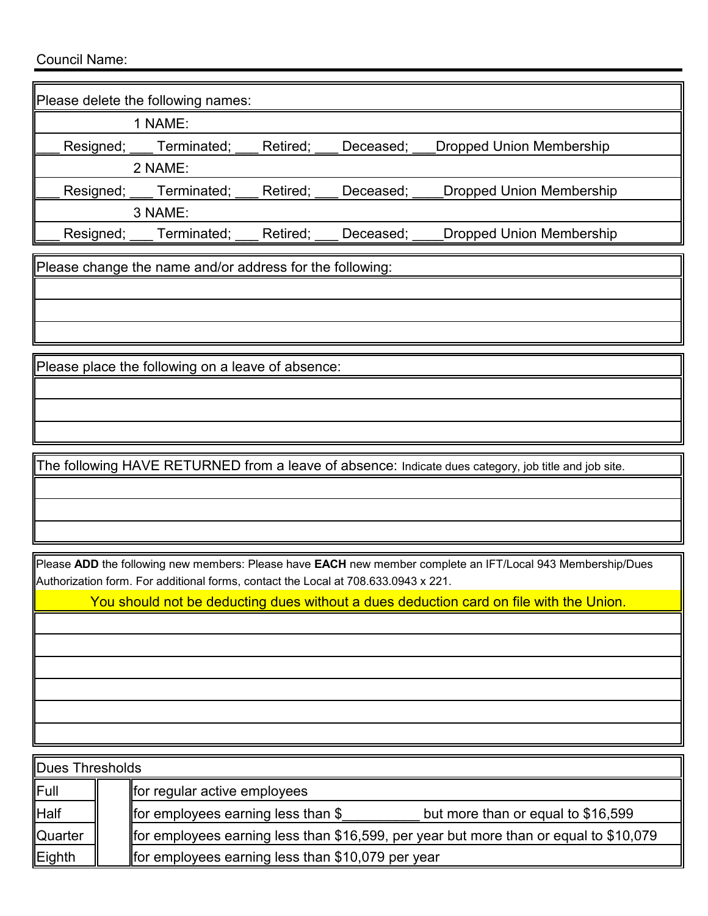Council Name:

| |
|---|
| Please delete the following names: |
| 1 NAME: |
| ___ Resigned; ___ Terminated; ___ Retired; ___ Deceased; ___Dropped Union Membership |
| 2 NAME: |
| ___ Resigned; ___ Terminated; ___ Retired; ___ Deceased; ____Dropped Union Membership |
| 3 NAME: |
| ___ Resigned; ___ Terminated; ___ Retired; ___ Deceased; ____Dropped Union Membership |

| |
|---|
| Please change the name and/or address for the following: |
| |
| |
| |

| |
|---|
| Please place the following on a leave of absence: |
| |
| |
| |

| |
|---|
| The following HAVE RETURNED from a leave of absence: Indicate dues category, job title and job site. |
| |
| |
| |

| |
|---|
| Please **ADD** the following new members: Please have **EACH** new member complete an IFT/Local 943 Membership/Dues Authorization form. For additional forms, contact the Local at 708.633.0943 x 221. |
| You should not be deducting dues without a dues deduction card on file with the Union. |
| |
| |
| |
| |
| |
| |

| Dues Thresholds | | |
|---|---|---|
| Full | | for regular active employees |
| Half | | for employees earning less than $__________ but more than or equal to $16,599 |
| Quarter | | for employees earning less than $16,599, per year but more than or equal to $10,079 |
| Eighth | | for employees earning less than $10,079 per year |